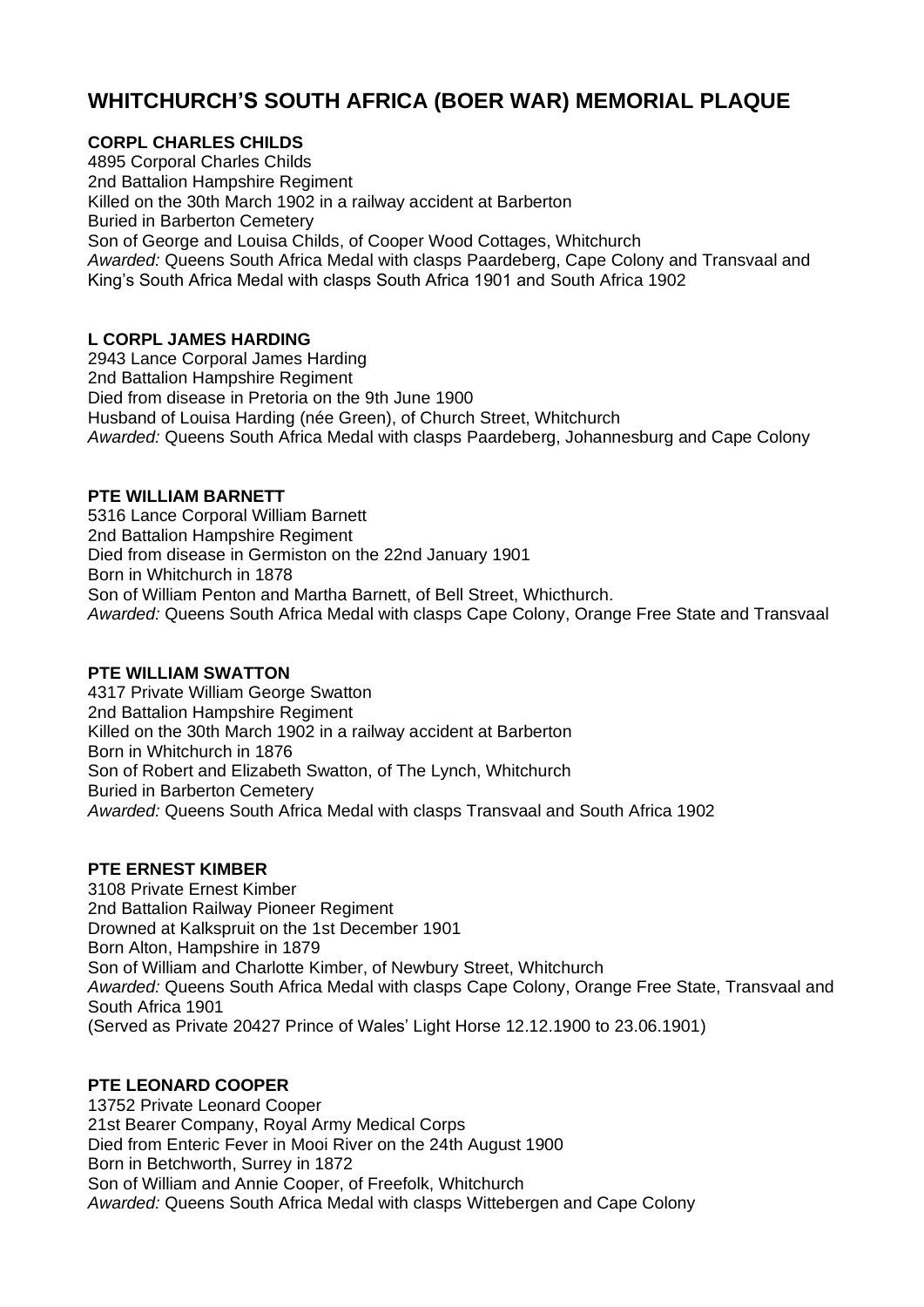# WHITCHURCH'S SOUTH AFRICA (BOER WAR) MEMORIAL PLAQUE

**CORPL CHARLES CHILDS**
4895 Corporal Charles Childs
2nd Battalion Hampshire Regiment
Killed on the 30th March 1902 in a railway accident at Barberton
Buried in Barberton Cemetery
Son of George and Louisa Childs, of Cooper Wood Cottages, Whitchurch
*Awarded:* Queens South Africa Medal with clasps Paardeberg, Cape Colony and Transvaal and King's South Africa Medal with clasps South Africa 1901 and South Africa 1902

**L CORPL JAMES HARDING**
2943 Lance Corporal James Harding
2nd Battalion Hampshire Regiment
Died from disease in Pretoria on the 9th June 1900
Husband of Louisa Harding (née Green), of Church Street, Whitchurch
*Awarded:* Queens South Africa Medal with clasps Paardeberg, Johannesburg and Cape Colony

**PTE WILLIAM BARNETT**
5316 Lance Corporal William Barnett
2nd Battalion Hampshire Regiment
Died from disease in Germiston on the 22nd January 1901
Born in Whitchurch in 1878
Son of William Penton and Martha Barnett, of Bell Street, Whicthurch.
*Awarded:* Queens South Africa Medal with clasps Cape Colony, Orange Free State and Transvaal

**PTE WILLIAM SWATTON**
4317 Private William George Swatton
2nd Battalion Hampshire Regiment
Killed on the 30th March 1902 in a railway accident at Barberton
Born in Whitchurch in 1876
Son of Robert and Elizabeth Swatton, of The Lynch, Whitchurch
Buried in Barberton Cemetery
*Awarded:* Queens South Africa Medal with clasps Transvaal and South Africa 1902

**PTE ERNEST KIMBER**
3108 Private Ernest Kimber
2nd Battalion Railway Pioneer Regiment
Drowned at Kalkspruit on the 1st December 1901
Born Alton, Hampshire in 1879
Son of William and Charlotte Kimber, of Newbury Street, Whitchurch
*Awarded:* Queens South Africa Medal with clasps Cape Colony, Orange Free State, Transvaal and South Africa 1901
(Served as Private 20427 Prince of Wales' Light Horse 12.12.1900 to 23.06.1901)

**PTE LEONARD COOPER**
13752 Private Leonard Cooper
21st Bearer Company, Royal Army Medical Corps
Died from Enteric Fever in Mooi River on the 24th August 1900
Born in Betchworth, Surrey in 1872
Son of William and Annie Cooper, of Freefolk, Whitchurch
*Awarded:* Queens South Africa Medal with clasps Wittebergen and Cape Colony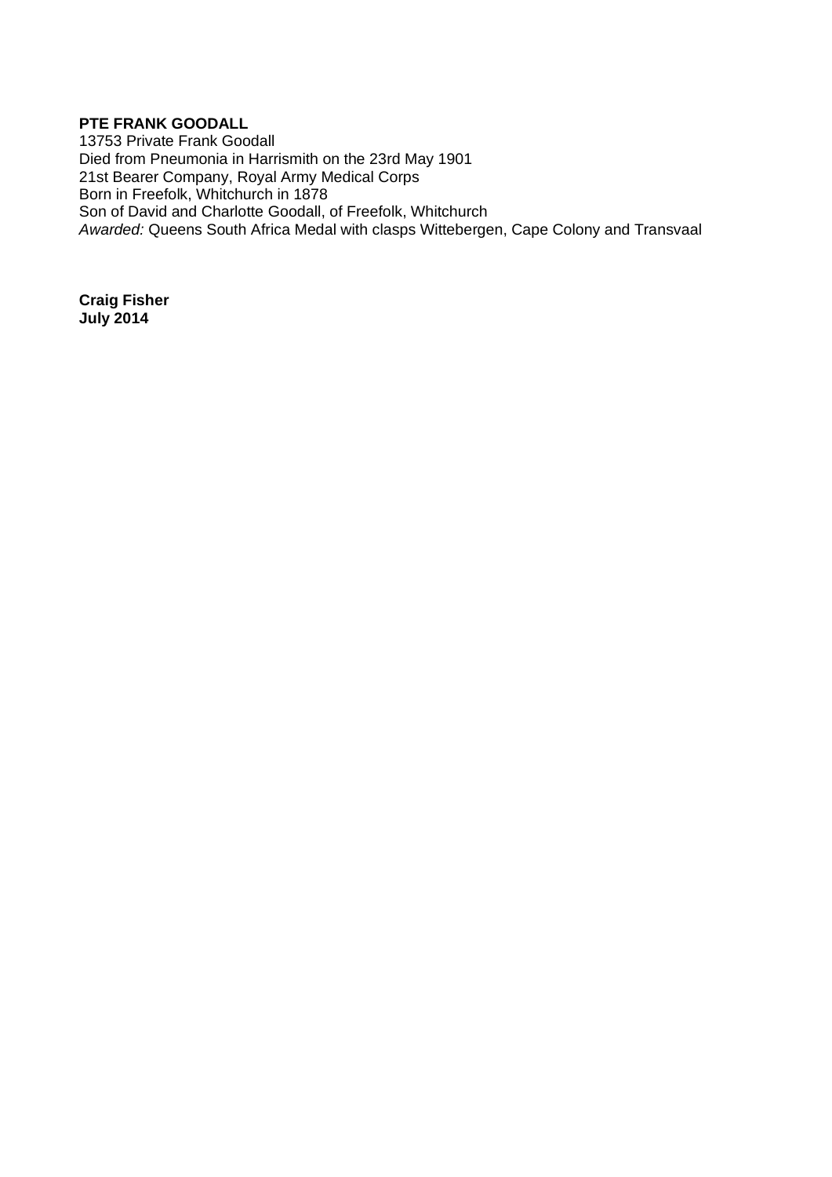**PTE FRANK GOODALL**
13753 Private Frank Goodall
Died from Pneumonia in Harrismith on the 23rd May 1901
21st Bearer Company, Royal Army Medical Corps
Born in Freefolk, Whitchurch in 1878
Son of David and Charlotte Goodall, of Freefolk, Whitchurch
*Awarded:* Queens South Africa Medal with clasps Wittebergen, Cape Colony and Transvaal

**Craig Fisher**
**July 2014**